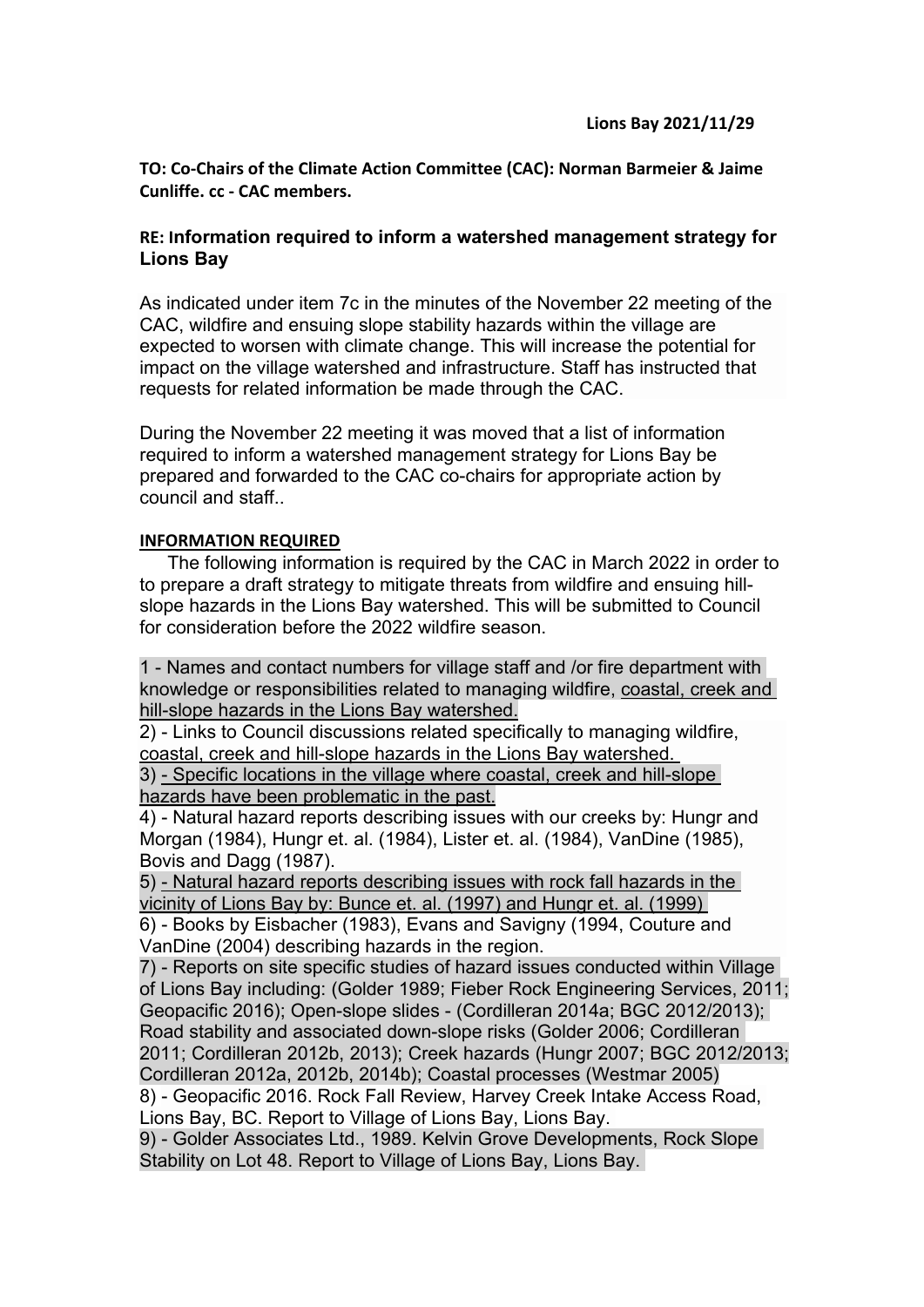**Lions Bay 2021/11/29**

**TO: Co-Chairs of the Climate Action Committee (CAC): Norman Barmeier & Jaime Cunliffe. cc - CAC members.**

**RE: Information required to inform a watershed management strategy for Lions Bay**

As indicated under item 7c in the minutes of the November 22 meeting of the CAC, wildfire and ensuing slope stability hazards within the village are expected to worsen with climate change. This will increase the potential for impact on the village watershed and infrastructure. Staff has instructed that requests for related information be made through the CAC.

During the November 22 meeting it was moved that a list of information required to inform a watershed management strategy for Lions Bay be prepared and forwarded to the CAC co-chairs for appropriate action by council and staff..

**INFORMATION REQUIRED**

The following information is required by the CAC in March 2022 in order to to prepare a draft strategy to mitigate threats from wildfire and ensuing hill-slope hazards in the Lions Bay watershed. This will be submitted to Council for consideration before the 2022 wildfire season.

1 - Names and contact numbers for village staff and /or fire department with knowledge or responsibilities related to managing wildfire, coastal, creek and hill-slope hazards in the Lions Bay watershed.
2) - Links to Council discussions related specifically to managing wildfire, coastal, creek and hill-slope hazards in the Lions Bay watershed.
3) - Specific locations in the village where coastal, creek and hill-slope hazards have been problematic in the past.
4) - Natural hazard reports describing issues with our creeks by: Hungr and Morgan (1984), Hungr et. al. (1984), Lister et. al. (1984), VanDine (1985), Bovis and Dagg (1987).
5) - Natural hazard reports describing issues with rock fall hazards in the vicinity of Lions Bay by: Bunce et. al. (1997) and Hungr et. al. (1999)
6) - Books by Eisbacher (1983), Evans and Savigny (1994, Couture and VanDine (2004) describing hazards in the region.
7) - Reports on site specific studies of hazard issues conducted within Village of Lions Bay including: (Golder 1989; Fieber Rock Engineering Services, 2011; Geopacific 2016); Open-slope slides - (Cordilleran 2014a; BGC 2012/2013); Road stability and associated down-slope risks (Golder 2006; Cordilleran 2011; Cordilleran 2012b, 2013); Creek hazards (Hungr 2007; BGC 2012/2013; Cordilleran 2012a, 2012b, 2014b); Coastal processes (Westmar 2005)
8) - Geopacific 2016. Rock Fall Review, Harvey Creek Intake Access Road, Lions Bay, BC. Report to Village of Lions Bay, Lions Bay.
9) - Golder Associates Ltd., 1989. Kelvin Grove Developments, Rock Slope Stability on Lot 48. Report to Village of Lions Bay, Lions Bay.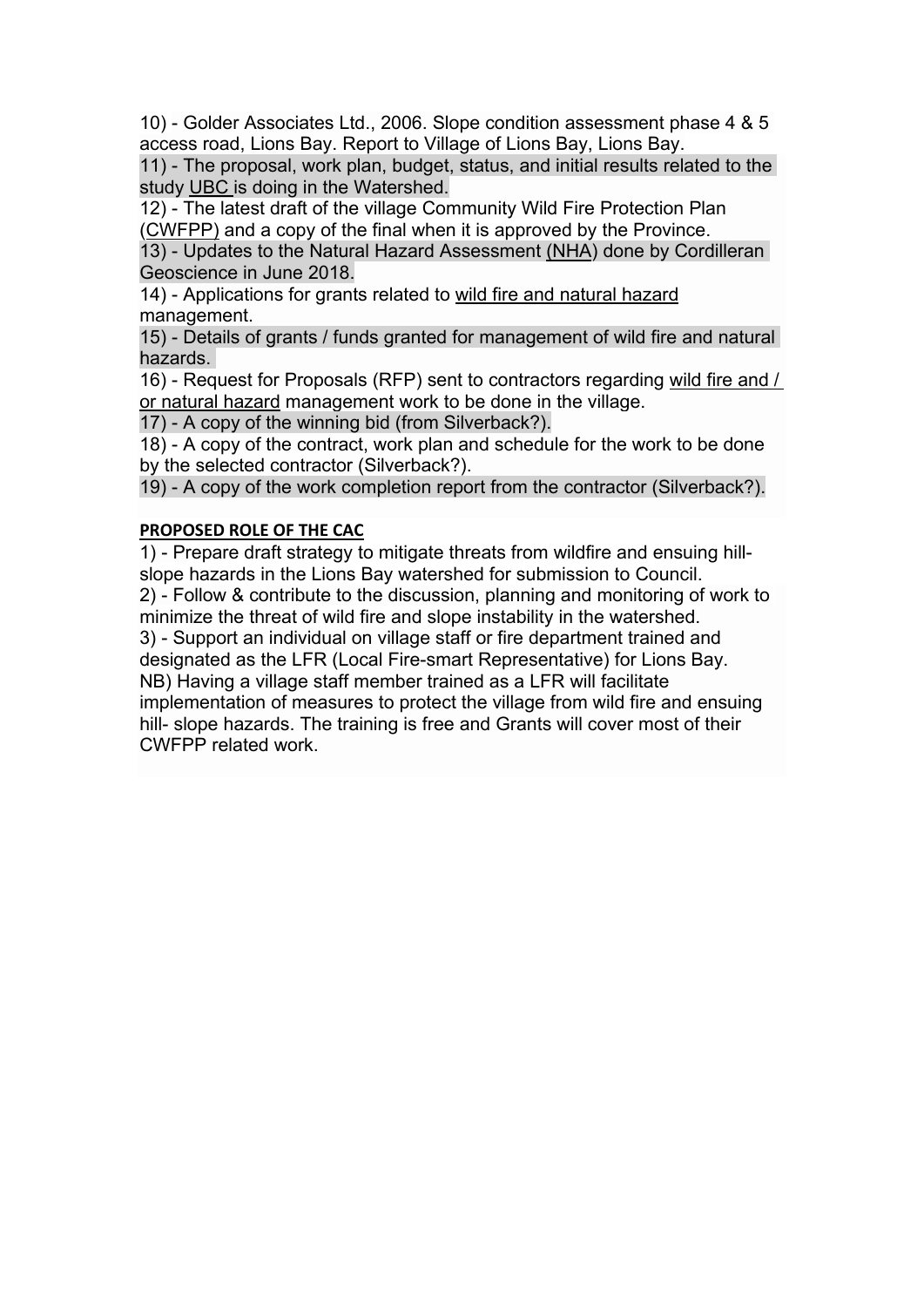10) - Golder Associates Ltd., 2006. Slope condition assessment phase 4 & 5 access road, Lions Bay. Report to Village of Lions Bay, Lions Bay.
11) - The proposal, work plan, budget, status, and initial results related to the study UBC is doing in the Watershed.
12) - The latest draft of the village Community Wild Fire Protection Plan (CWFPP) and a copy of the final when it is approved by the Province.
13) - Updates to the Natural Hazard Assessment (NHA) done by Cordilleran Geoscience in June 2018.
14) - Applications for grants related to wild fire and natural hazard management.
15) - Details of grants / funds granted for management of wild fire and natural hazards.
16) - Request for Proposals (RFP) sent to contractors regarding wild fire and / or natural hazard management work to be done in the village.
17) - A copy of the winning bid (from Silverback?).
18) - A copy of the contract, work plan and schedule for the work to be done by the selected contractor (Silverback?).
19) - A copy of the work completion report from the contractor (Silverback?).

**PROPOSED ROLE OF THE CAC**

1) - Prepare draft strategy to mitigate threats from wildfire and ensuing hill-slope hazards in the Lions Bay watershed for submission to Council.
2) - Follow & contribute to the discussion, planning and monitoring of work to minimize the threat of wild fire and slope instability in the watershed.
3) - Support an individual on village staff or fire department trained and designated as the LFR (Local Fire-smart Representative) for Lions Bay.
NB) Having a village staff member trained as a LFR will facilitate implementation of measures to protect the village from wild fire and ensuing hill- slope hazards. The training is free and Grants will cover most of their CWFPP related work.